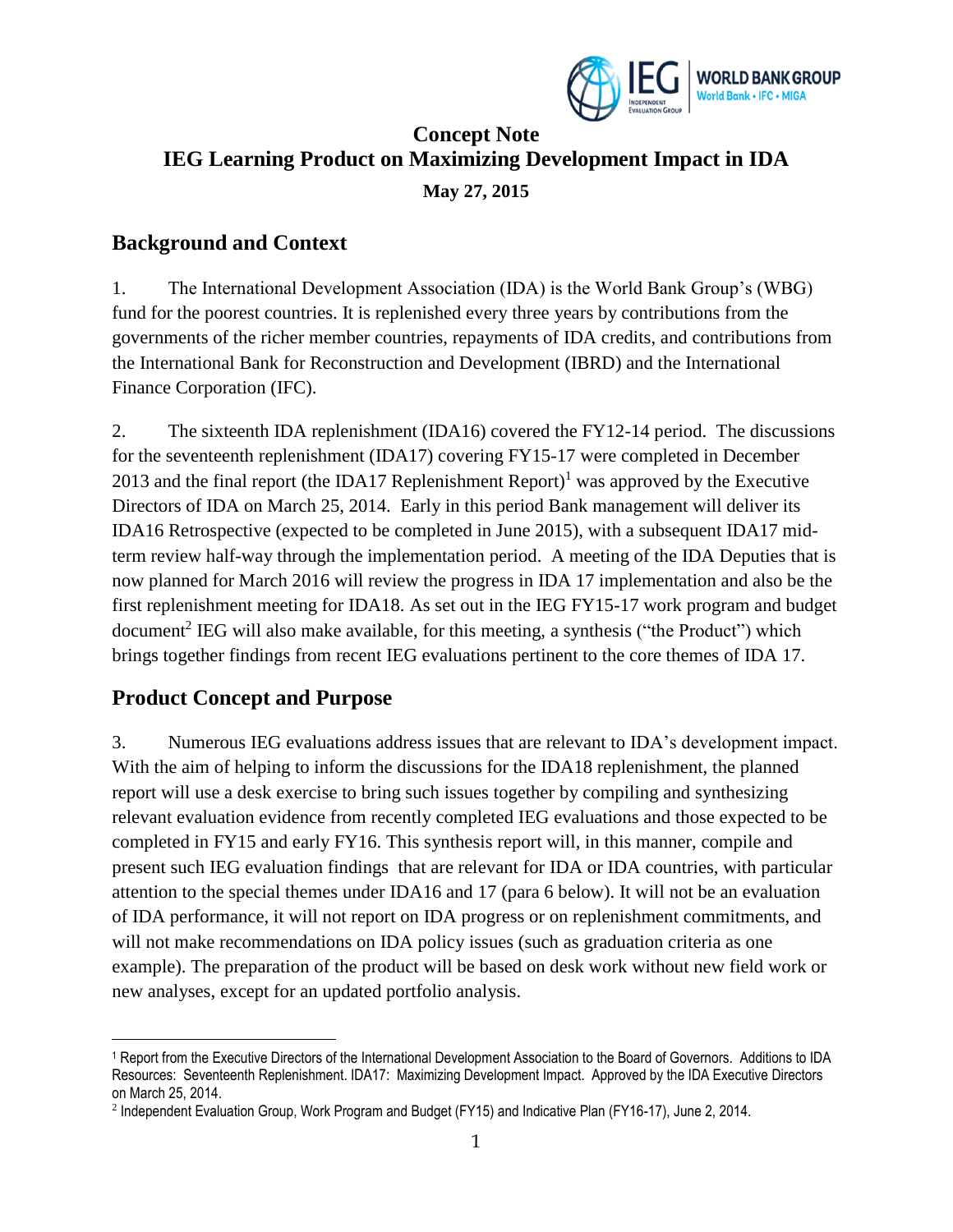# Concept Note

# IEG Learning Product on Maximizing Development Impact in IDA

**May 27, 2015**

## Background and Context

1. The International Development Association (IDA) is the World Bank Group's (WBG) fund for the poorest countries. It is replenished every three years by contributions from the governments of the richer member countries, repayments of IDA credits, and contributions from the International Bank for Reconstruction and Development (IBRD) and the International Finance Corporation (IFC).

2. The sixteenth IDA replenishment (IDA16) covered the FY12-14 period. The discussions for the seventeenth replenishment (IDA17) covering FY15-17 were completed in December 2013 and the final report (the IDA17 Replenishment Report)[1] was approved by the Executive Directors of IDA on March 25, 2014. Early in this period Bank management will deliver its IDA16 Retrospective (expected to be completed in June 2015), with a subsequent IDA17 mid-term review half-way through the implementation period. A meeting of the IDA Deputies that is now planned for March 2016 will review the progress in IDA 17 implementation and also be the first replenishment meeting for IDA18. As set out in the IEG FY15-17 work program and budget document[2] IEG will also make available, for this meeting, a synthesis ("the Product") which brings together findings from recent IEG evaluations pertinent to the core themes of IDA 17.

## Product Concept and Purpose

3. Numerous IEG evaluations address issues that are relevant to IDA's development impact. With the aim of helping to inform the discussions for the IDA18 replenishment, the planned report will use a desk exercise to bring such issues together by compiling and synthesizing relevant evaluation evidence from recently completed IEG evaluations and those expected to be completed in FY15 and early FY16. This synthesis report will, in this manner, compile and present such IEG evaluation findings that are relevant for IDA or IDA countries, with particular attention to the special themes under IDA16 and 17 (para 6 below). It will not be an evaluation of IDA performance, it will not report on IDA progress or on replenishment commitments, and will not make recommendations on IDA policy issues (such as graduation criteria as one example). The preparation of the product will be based on desk work without new field work or new analyses, except for an updated portfolio analysis.

---

[1] Report from the Executive Directors of the International Development Association to the Board of Governors. Additions to IDA Resources: Seventeenth Replenishment. IDA17: Maximizing Development Impact. Approved by the IDA Executive Directors on March 25, 2014.

[2] Independent Evaluation Group, Work Program and Budget (FY15) and Indicative Plan (FY16-17), June 2, 2014.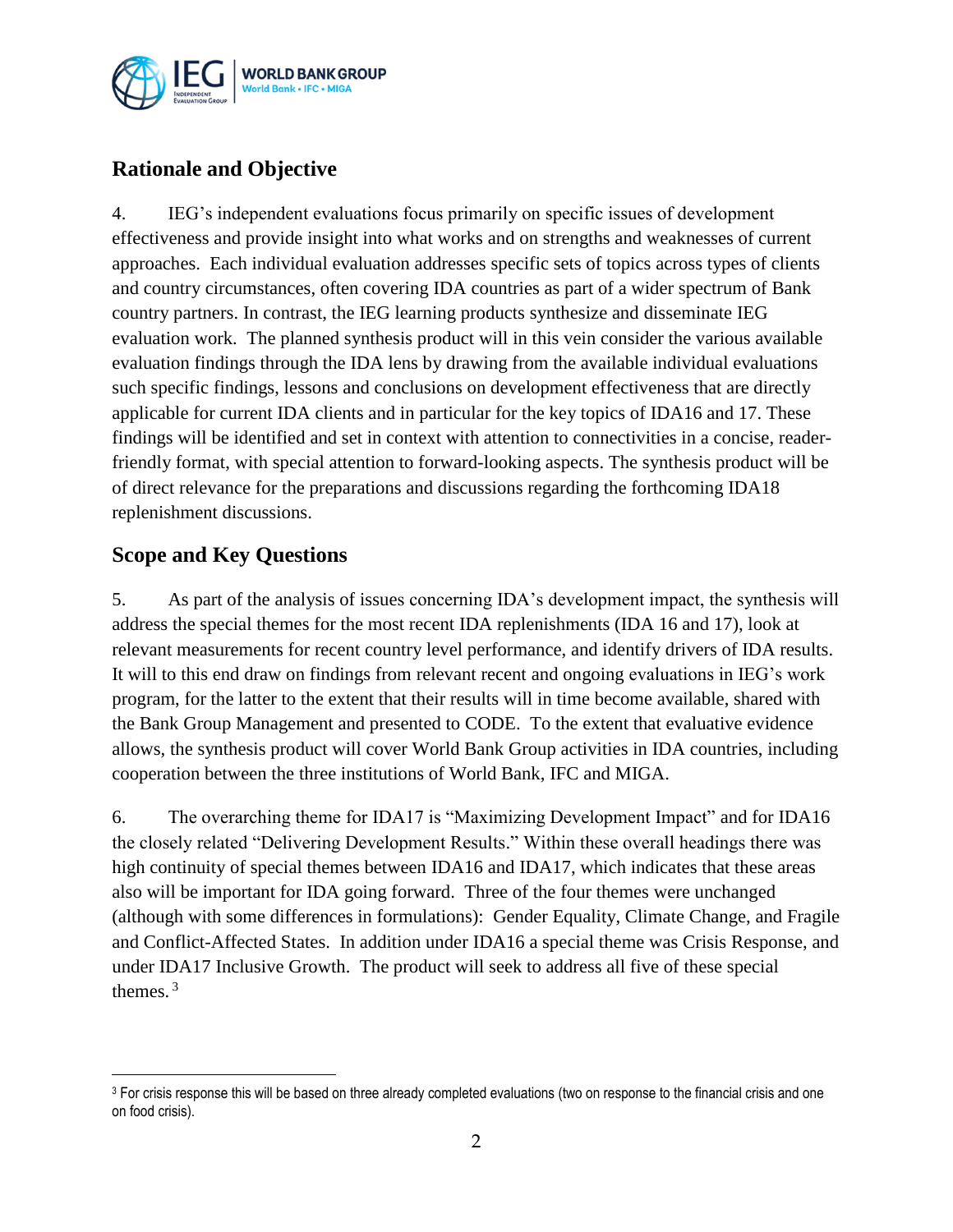## Rationale and Objective

4. IEG's independent evaluations focus primarily on specific issues of development effectiveness and provide insight into what works and on strengths and weaknesses of current approaches. Each individual evaluation addresses specific sets of topics across types of clients and country circumstances, often covering IDA countries as part of a wider spectrum of Bank country partners. In contrast, the IEG learning products synthesize and disseminate IEG evaluation work. The planned synthesis product will in this vein consider the various available evaluation findings through the IDA lens by drawing from the available individual evaluations such specific findings, lessons and conclusions on development effectiveness that are directly applicable for current IDA clients and in particular for the key topics of IDA16 and 17. These findings will be identified and set in context with attention to connectivities in a concise, reader-friendly format, with special attention to forward-looking aspects. The synthesis product will be of direct relevance for the preparations and discussions regarding the forthcoming IDA18 replenishment discussions.

## Scope and Key Questions

5. As part of the analysis of issues concerning IDA's development impact, the synthesis will address the special themes for the most recent IDA replenishments (IDA 16 and 17), look at relevant measurements for recent country level performance, and identify drivers of IDA results. It will to this end draw on findings from relevant recent and ongoing evaluations in IEG's work program, for the latter to the extent that their results will in time become available, shared with the Bank Group Management and presented to CODE. To the extent that evaluative evidence allows, the synthesis product will cover World Bank Group activities in IDA countries, including cooperation between the three institutions of World Bank, IFC and MIGA.

6. The overarching theme for IDA17 is "Maximizing Development Impact" and for IDA16 the closely related "Delivering Development Results." Within these overall headings there was high continuity of special themes between IDA16 and IDA17, which indicates that these areas also will be important for IDA going forward. Three of the four themes were unchanged (although with some differences in formulations): Gender Equality, Climate Change, and Fragile and Conflict-Affected States. In addition under IDA16 a special theme was Crisis Response, and under IDA17 Inclusive Growth. The product will seek to address all five of these special themes. [3]

[3] For crisis response this will be based on three already completed evaluations (two on response to the financial crisis and one on food crisis).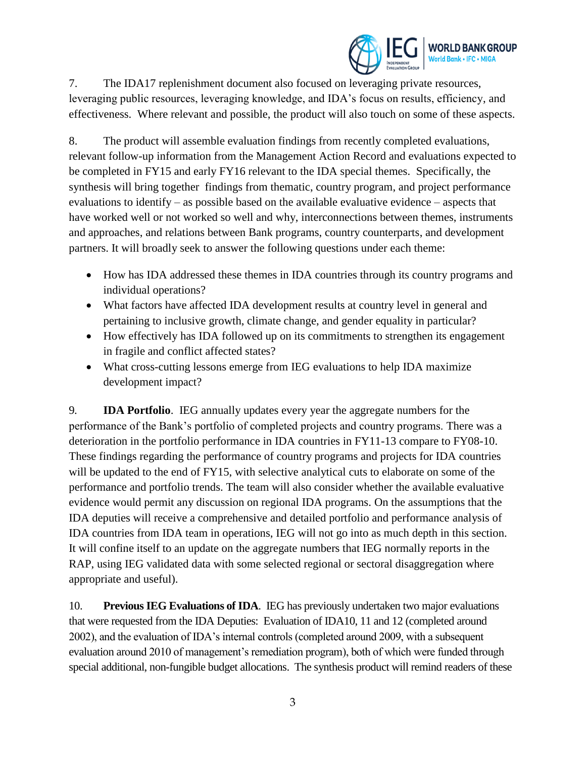7. The IDA17 replenishment document also focused on leveraging private resources, leveraging public resources, leveraging knowledge, and IDA's focus on results, efficiency, and effectiveness. Where relevant and possible, the product will also touch on some of these aspects.

8. The product will assemble evaluation findings from recently completed evaluations, relevant follow-up information from the Management Action Record and evaluations expected to be completed in FY15 and early FY16 relevant to the IDA special themes. Specifically, the synthesis will bring together findings from thematic, country program, and project performance evaluations to identify – as possible based on the available evaluative evidence – aspects that have worked well or not worked so well and why, interconnections between themes, instruments and approaches, and relations between Bank programs, country counterparts, and development partners. It will broadly seek to answer the following questions under each theme:

- How has IDA addressed these themes in IDA countries through its country programs and individual operations?
- What factors have affected IDA development results at country level in general and pertaining to inclusive growth, climate change, and gender equality in particular?
- How effectively has IDA followed up on its commitments to strengthen its engagement in fragile and conflict affected states?
- What cross-cutting lessons emerge from IEG evaluations to help IDA maximize development impact?

9. **IDA Portfolio**. IEG annually updates every year the aggregate numbers for the performance of the Bank's portfolio of completed projects and country programs. There was a deterioration in the portfolio performance in IDA countries in FY11-13 compare to FY08-10. These findings regarding the performance of country programs and projects for IDA countries will be updated to the end of FY15, with selective analytical cuts to elaborate on some of the performance and portfolio trends. The team will also consider whether the available evaluative evidence would permit any discussion on regional IDA programs. On the assumptions that the IDA deputies will receive a comprehensive and detailed portfolio and performance analysis of IDA countries from IDA team in operations, IEG will not go into as much depth in this section. It will confine itself to an update on the aggregate numbers that IEG normally reports in the RAP, using IEG validated data with some selected regional or sectoral disaggregation where appropriate and useful).

10. **Previous IEG Evaluations of IDA**. IEG has previously undertaken two major evaluations that were requested from the IDA Deputies: Evaluation of IDA10, 11 and 12 (completed around 2002), and the evaluation of IDA's internal controls (completed around 2009, with a subsequent evaluation around 2010 of management's remediation program), both of which were funded through special additional, non-fungible budget allocations. The synthesis product will remind readers of these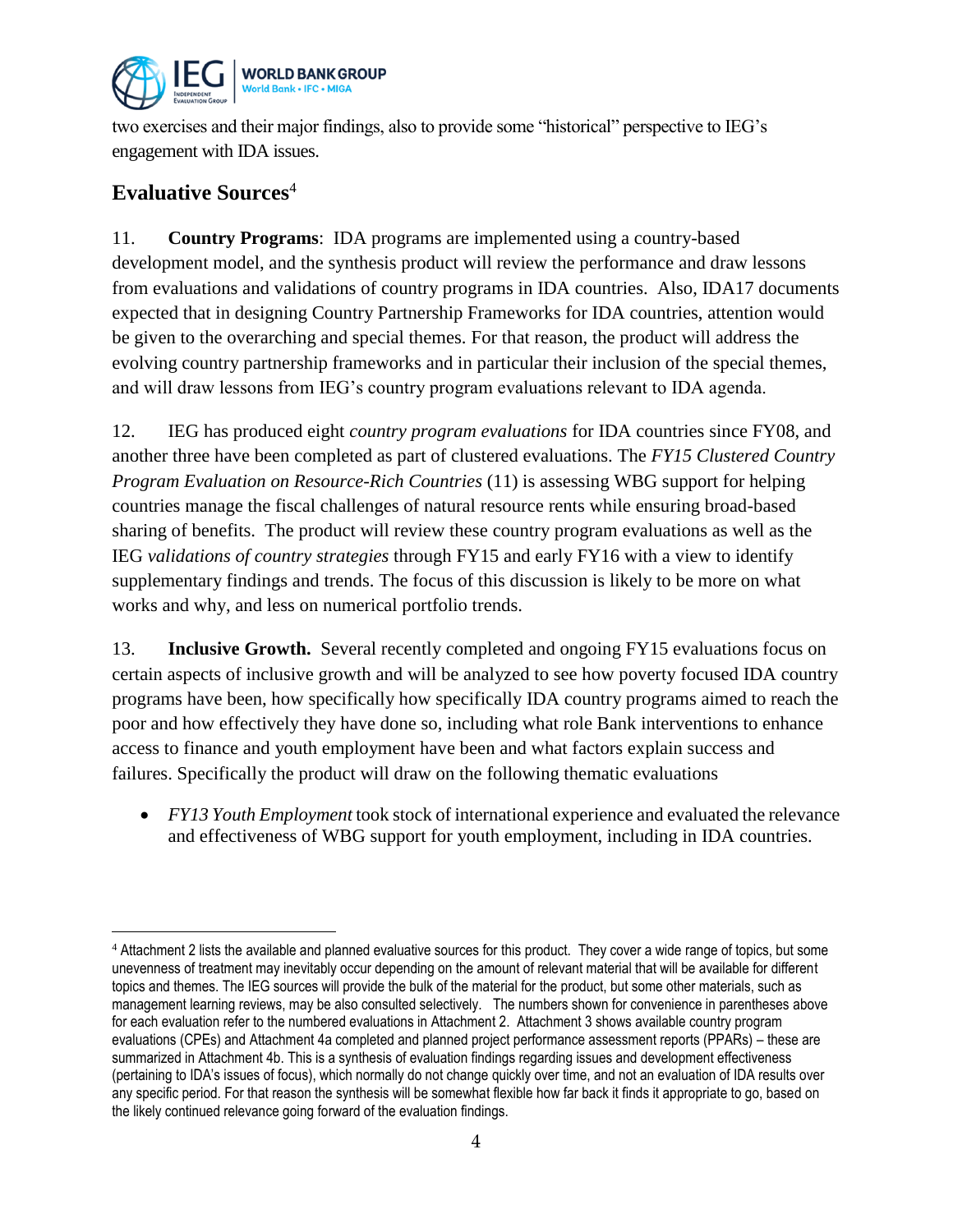two exercises and their major findings, also to provide some "historical" perspective to IEG's engagement with IDA issues.

## Evaluative Sources[4]

11. **Country Programs**: IDA programs are implemented using a country-based development model, and the synthesis product will review the performance and draw lessons from evaluations and validations of country programs in IDA countries. Also, IDA17 documents expected that in designing Country Partnership Frameworks for IDA countries, attention would be given to the overarching and special themes. For that reason, the product will address the evolving country partnership frameworks and in particular their inclusion of the special themes, and will draw lessons from IEG's country program evaluations relevant to IDA agenda.

12. IEG has produced eight *country program evaluations* for IDA countries since FY08, and another three have been completed as part of clustered evaluations. The *FY15 Clustered Country Program Evaluation on Resource-Rich Countries* (11) is assessing WBG support for helping countries manage the fiscal challenges of natural resource rents while ensuring broad-based sharing of benefits. The product will review these country program evaluations as well as the IEG *validations of country strategies* through FY15 and early FY16 with a view to identify supplementary findings and trends. The focus of this discussion is likely to be more on what works and why, and less on numerical portfolio trends.

13. **Inclusive Growth.** Several recently completed and ongoing FY15 evaluations focus on certain aspects of inclusive growth and will be analyzed to see how poverty focused IDA country programs have been, how specifically how specifically IDA country programs aimed to reach the poor and how effectively they have done so, including what role Bank interventions to enhance access to finance and youth employment have been and what factors explain success and failures. Specifically the product will draw on the following thematic evaluations

- *FY13 Youth Employment* took stock of international experience and evaluated the relevance and effectiveness of WBG support for youth employment, including in IDA countries.

[4] Attachment 2 lists the available and planned evaluative sources for this product. They cover a wide range of topics, but some unevenness of treatment may inevitably occur depending on the amount of relevant material that will be available for different topics and themes. The IEG sources will provide the bulk of the material for the product, but some other materials, such as management learning reviews, may be also consulted selectively. The numbers shown for convenience in parentheses above for each evaluation refer to the numbered evaluations in Attachment 2. Attachment 3 shows available country program evaluations (CPEs) and Attachment 4a completed and planned project performance assessment reports (PPARs) – these are summarized in Attachment 4b. This is a synthesis of evaluation findings regarding issues and development effectiveness (pertaining to IDA's issues of focus), which normally do not change quickly over time, and not an evaluation of IDA results over any specific period. For that reason the synthesis will be somewhat flexible how far back it finds it appropriate to go, based on the likely continued relevance going forward of the evaluation findings.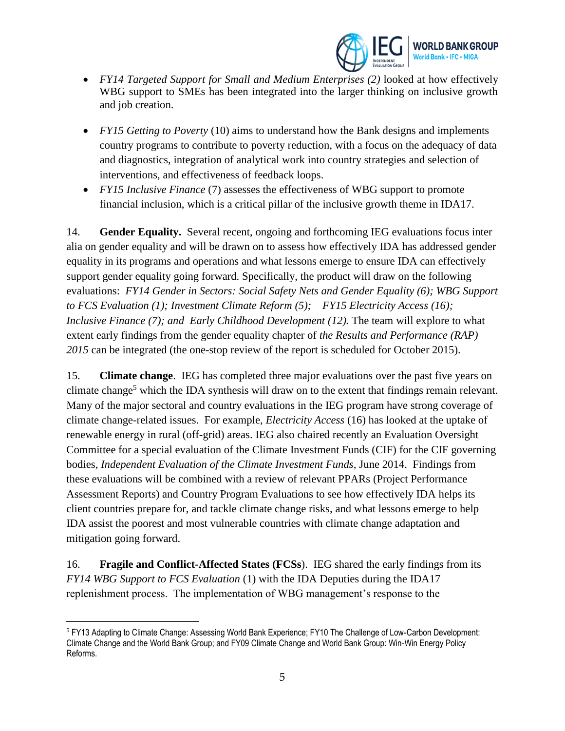- *FY14 Targeted Support for Small and Medium Enterprises (2)* looked at how effectively WBG support to SMEs has been integrated into the larger thinking on inclusive growth and job creation.
- *FY15 Getting to Poverty* (10) aims to understand how the Bank designs and implements country programs to contribute to poverty reduction, with a focus on the adequacy of data and diagnostics, integration of analytical work into country strategies and selection of interventions, and effectiveness of feedback loops.
- *FY15 Inclusive Finance* (7) assesses the effectiveness of WBG support to promote financial inclusion, which is a critical pillar of the inclusive growth theme in IDA17.

14. **Gender Equality.** Several recent, ongoing and forthcoming IEG evaluations focus inter alia on gender equality and will be drawn on to assess how effectively IDA has addressed gender equality in its programs and operations and what lessons emerge to ensure IDA can effectively support gender equality going forward. Specifically, the product will draw on the following evaluations: *FY14 Gender in Sectors: Social Safety Nets and Gender Equality (6); WBG Support to FCS Evaluation (1); Investment Climate Reform (5); FY15 Electricity Access (16); Inclusive Finance (7); and Early Childhood Development (12).* The team will explore to what extent early findings from the gender equality chapter of *the Results and Performance (RAP) 2015* can be integrated (the one-stop review of the report is scheduled for October 2015).

15. **Climate change**. IEG has completed three major evaluations over the past five years on climate change[5] which the IDA synthesis will draw on to the extent that findings remain relevant. Many of the major sectoral and country evaluations in the IEG program have strong coverage of climate change-related issues. For example, *Electricity Access* (16) has looked at the uptake of renewable energy in rural (off-grid) areas. IEG also chaired recently an Evaluation Oversight Committee for a special evaluation of the Climate Investment Funds (CIF) for the CIF governing bodies, *Independent Evaluation of the Climate Investment Funds,* June 2014. Findings from these evaluations will be combined with a review of relevant PPARs (Project Performance Assessment Reports) and Country Program Evaluations to see how effectively IDA helps its client countries prepare for, and tackle climate change risks, and what lessons emerge to help IDA assist the poorest and most vulnerable countries with climate change adaptation and mitigation going forward.

16. **Fragile and Conflict-Affected States (FCSs**). IEG shared the early findings from its *FY14 WBG Support to FCS Evaluation* (1) with the IDA Deputies during the IDA17 replenishment process. The implementation of WBG management's response to the

[5] FY13 Adapting to Climate Change: Assessing World Bank Experience; FY10 The Challenge of Low-Carbon Development: Climate Change and the World Bank Group; and FY09 Climate Change and World Bank Group: Win-Win Energy Policy Reforms.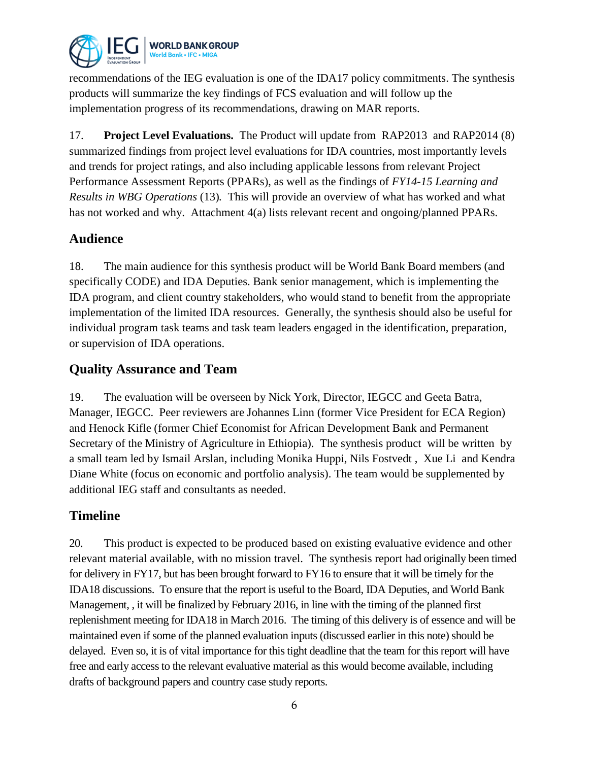recommendations of the IEG evaluation is one of the IDA17 policy commitments. The synthesis products will summarize the key findings of FCS evaluation and will follow up the implementation progress of its recommendations, drawing on MAR reports.

17. **Project Level Evaluations.** The Product will update from RAP2013 and RAP2014 (8) summarized findings from project level evaluations for IDA countries, most importantly levels and trends for project ratings, and also including applicable lessons from relevant Project Performance Assessment Reports (PPARs), as well as the findings of *FY14-15 Learning and Results in WBG Operations* (13). This will provide an overview of what has worked and what has not worked and why. Attachment 4(a) lists relevant recent and ongoing/planned PPARs.

## Audience

18. The main audience for this synthesis product will be World Bank Board members (and specifically CODE) and IDA Deputies. Bank senior management, which is implementing the IDA program, and client country stakeholders, who would stand to benefit from the appropriate implementation of the limited IDA resources. Generally, the synthesis should also be useful for individual program task teams and task team leaders engaged in the identification, preparation, or supervision of IDA operations.

## Quality Assurance and Team

19. The evaluation will be overseen by Nick York, Director, IEGCC and Geeta Batra, Manager, IEGCC. Peer reviewers are Johannes Linn (former Vice President for ECA Region) and Henock Kifle (former Chief Economist for African Development Bank and Permanent Secretary of the Ministry of Agriculture in Ethiopia). The synthesis product will be written by a small team led by Ismail Arslan, including Monika Huppi, Nils Fostvedt , Xue Li and Kendra Diane White (focus on economic and portfolio analysis). The team would be supplemented by additional IEG staff and consultants as needed.

## Timeline

20. This product is expected to be produced based on existing evaluative evidence and other relevant material available, with no mission travel. The synthesis report had originally been timed for delivery in FY17, but has been brought forward to FY16 to ensure that it will be timely for the IDA18 discussions. To ensure that the report is useful to the Board, IDA Deputies, and World Bank Management, , it will be finalized by February 2016, in line with the timing of the planned first replenishment meeting for IDA18 in March 2016. The timing of this delivery is of essence and will be maintained even if some of the planned evaluation inputs (discussed earlier in this note) should be delayed. Even so, it is of vital importance for this tight deadline that the team for this report will have free and early access to the relevant evaluative material as this would become available, including drafts of background papers and country case study reports.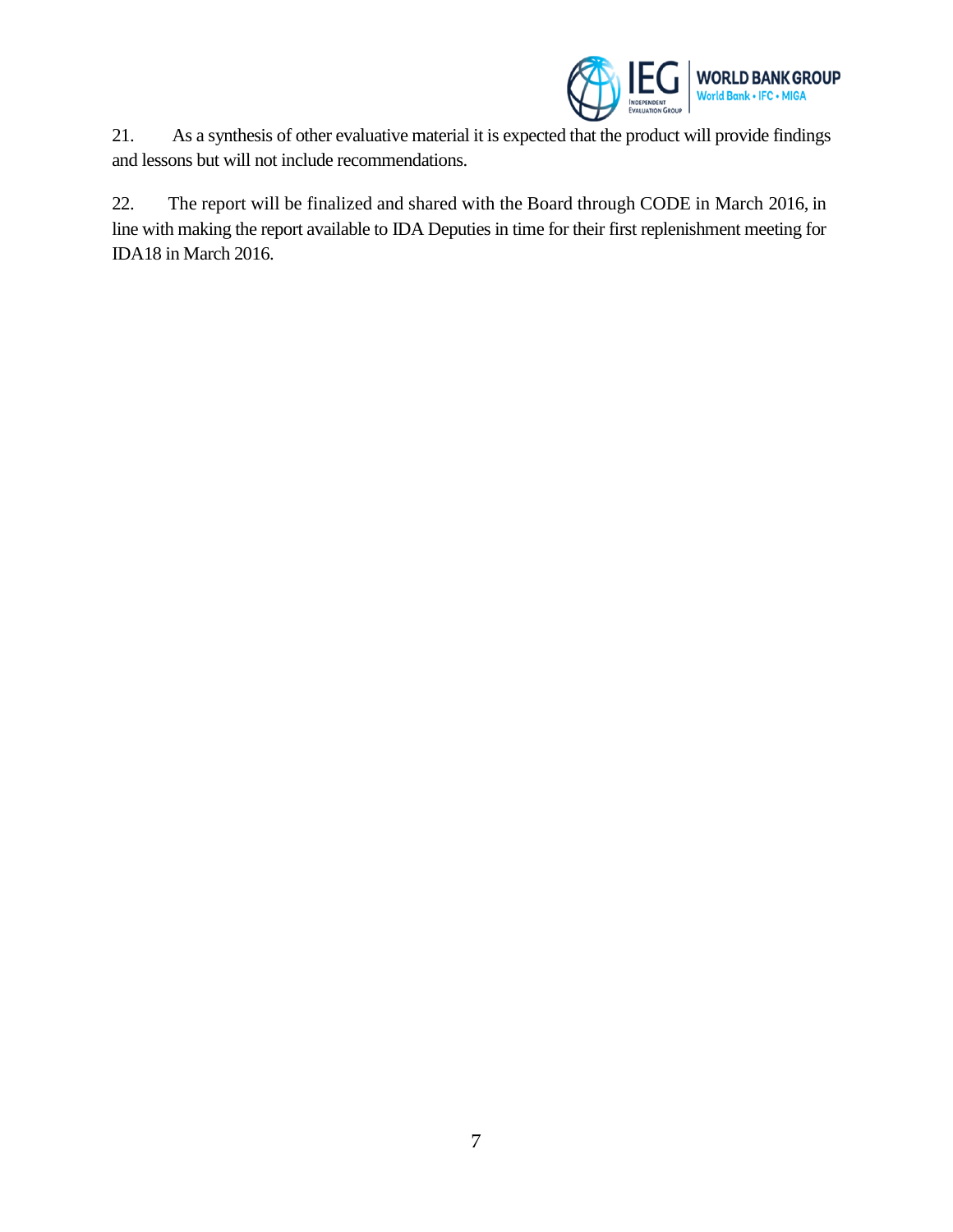21. As a synthesis of other evaluative material it is expected that the product will provide findings and lessons but will not include recommendations.

22. The report will be finalized and shared with the Board through CODE in March 2016, in line with making the report available to IDA Deputies in time for their first replenishment meeting for IDA18 in March 2016.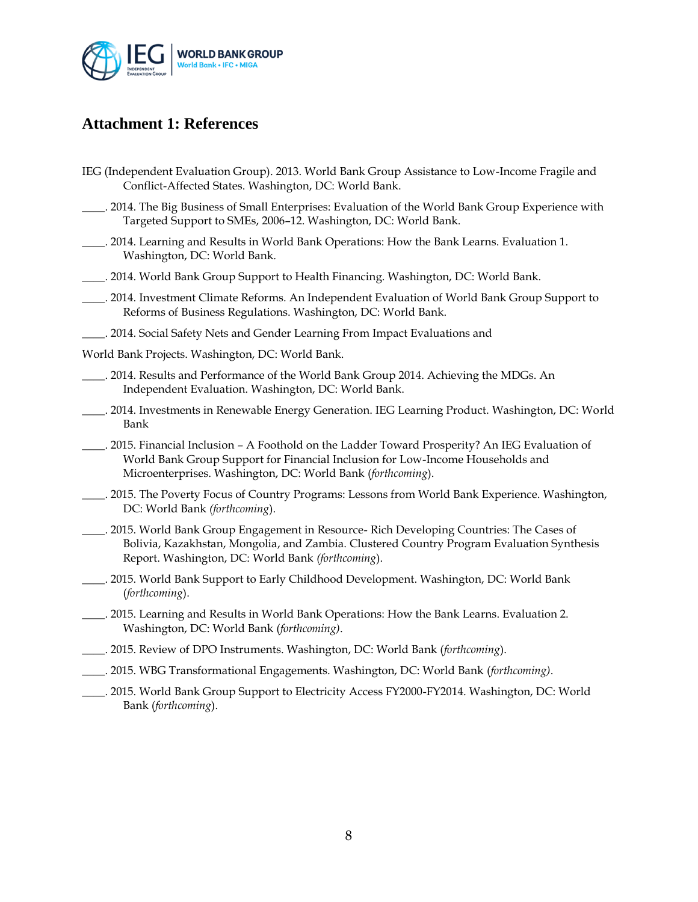## Attachment 1: References

IEG (Independent Evaluation Group). 2013. World Bank Group Assistance to Low-Income Fragile and Conflict-Affected States. Washington, DC: World Bank.

____. 2014. The Big Business of Small Enterprises: Evaluation of the World Bank Group Experience with Targeted Support to SMEs, 2006–12. Washington, DC: World Bank.

____. 2014. Learning and Results in World Bank Operations: How the Bank Learns. Evaluation 1. Washington, DC: World Bank.

____. 2014. World Bank Group Support to Health Financing. Washington, DC: World Bank.

____. 2014. Investment Climate Reforms. An Independent Evaluation of World Bank Group Support to Reforms of Business Regulations. Washington, DC: World Bank.

____. 2014. Social Safety Nets and Gender Learning From Impact Evaluations and

World Bank Projects. Washington, DC: World Bank.

____. 2014. Results and Performance of the World Bank Group 2014. Achieving the MDGs. An Independent Evaluation. Washington, DC: World Bank.

____. 2014. Investments in Renewable Energy Generation. IEG Learning Product. Washington, DC: World Bank

____. 2015. Financial Inclusion – A Foothold on the Ladder Toward Prosperity? An IEG Evaluation of World Bank Group Support for Financial Inclusion for Low-Income Households and Microenterprises. Washington, DC: World Bank (*forthcoming*).

____. 2015. The Poverty Focus of Country Programs: Lessons from World Bank Experience. Washington, DC: World Bank (*forthcoming*).

____. 2015. World Bank Group Engagement in Resource- Rich Developing Countries: The Cases of Bolivia, Kazakhstan, Mongolia, and Zambia. Clustered Country Program Evaluation Synthesis Report. Washington, DC: World Bank (*forthcoming*).

____. 2015. World Bank Support to Early Childhood Development. Washington, DC: World Bank (*forthcoming*).

____. 2015. Learning and Results in World Bank Operations: How the Bank Learns. Evaluation 2. Washington, DC: World Bank (*forthcoming*).

____. 2015. Review of DPO Instruments. Washington, DC: World Bank (*forthcoming*).

____. 2015. WBG Transformational Engagements. Washington, DC: World Bank (*forthcoming*).

____. 2015. World Bank Group Support to Electricity Access FY2000-FY2014. Washington, DC: World Bank (*forthcoming*).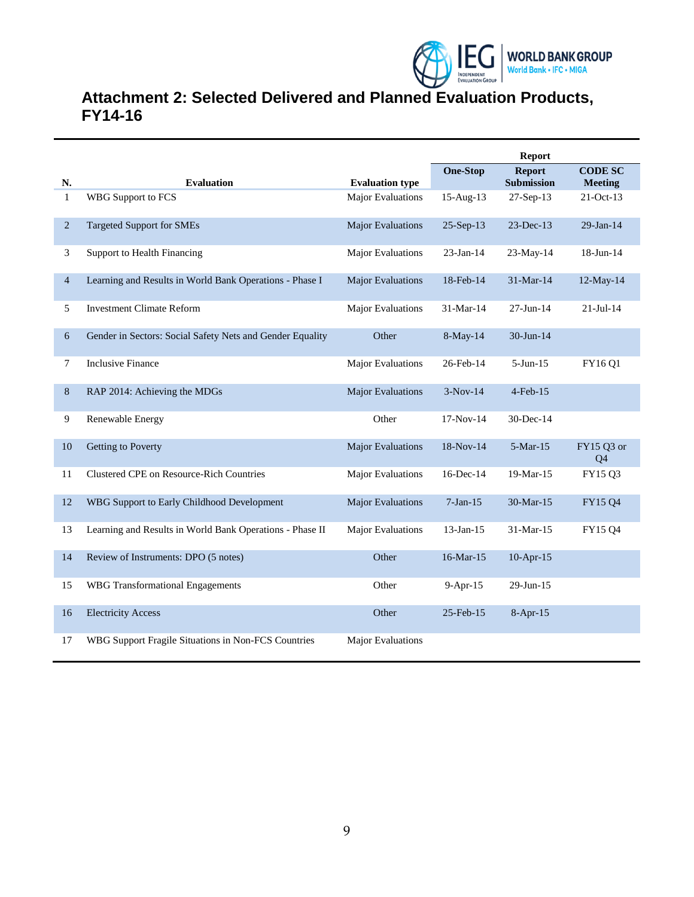# Attachment 2: Selected Delivered and Planned Evaluation Products, FY14-16

| N. | Evaluation | Evaluation type | Report | | |
|---|---|---|---|---|---|
| | | | One-Stop | Report Submission | CODE SC Meeting |
| 1 | WBG Support to FCS | Major Evaluations | 15-Aug-13 | 27-Sep-13 | 21-Oct-13 |
| 2 | Targeted Support for SMEs | Major Evaluations | 25-Sep-13 | 23-Dec-13 | 29-Jan-14 |
| 3 | Support to Health Financing | Major Evaluations | 23-Jan-14 | 23-May-14 | 18-Jun-14 |
| 4 | Learning and Results in World Bank Operations - Phase I | Major Evaluations | 18-Feb-14 | 31-Mar-14 | 12-May-14 |
| 5 | Investment Climate Reform | Major Evaluations | 31-Mar-14 | 27-Jun-14 | 21-Jul-14 |
| 6 | Gender in Sectors: Social Safety Nets and Gender Equality | Other | 8-May-14 | 30-Jun-14 | |
| 7 | Inclusive Finance | Major Evaluations | 26-Feb-14 | 5-Jun-15 | FY16 Q1 |
| 8 | RAP 2014: Achieving the MDGs | Major Evaluations | 3-Nov-14 | 4-Feb-15 | |
| 9 | Renewable Energy | Other | 17-Nov-14 | 30-Dec-14 | |
| 10 | Getting to Poverty | Major Evaluations | 18-Nov-14 | 5-Mar-15 | FY15 Q3 or Q4 |
| 11 | Clustered CPE on Resource-Rich Countries | Major Evaluations | 16-Dec-14 | 19-Mar-15 | FY15 Q3 |
| 12 | WBG Support to Early Childhood Development | Major Evaluations | 7-Jan-15 | 30-Mar-15 | FY15 Q4 |
| 13 | Learning and Results in World Bank Operations - Phase II | Major Evaluations | 13-Jan-15 | 31-Mar-15 | FY15 Q4 |
| 14 | Review of Instruments: DPO (5 notes) | Other | 16-Mar-15 | 10-Apr-15 | |
| 15 | WBG Transformational Engagements | Other | 9-Apr-15 | 29-Jun-15 | |
| 16 | Electricity Access | Other | 25-Feb-15 | 8-Apr-15 | |
| 17 | WBG Support Fragile Situations in Non-FCS Countries | Major Evaluations | | | |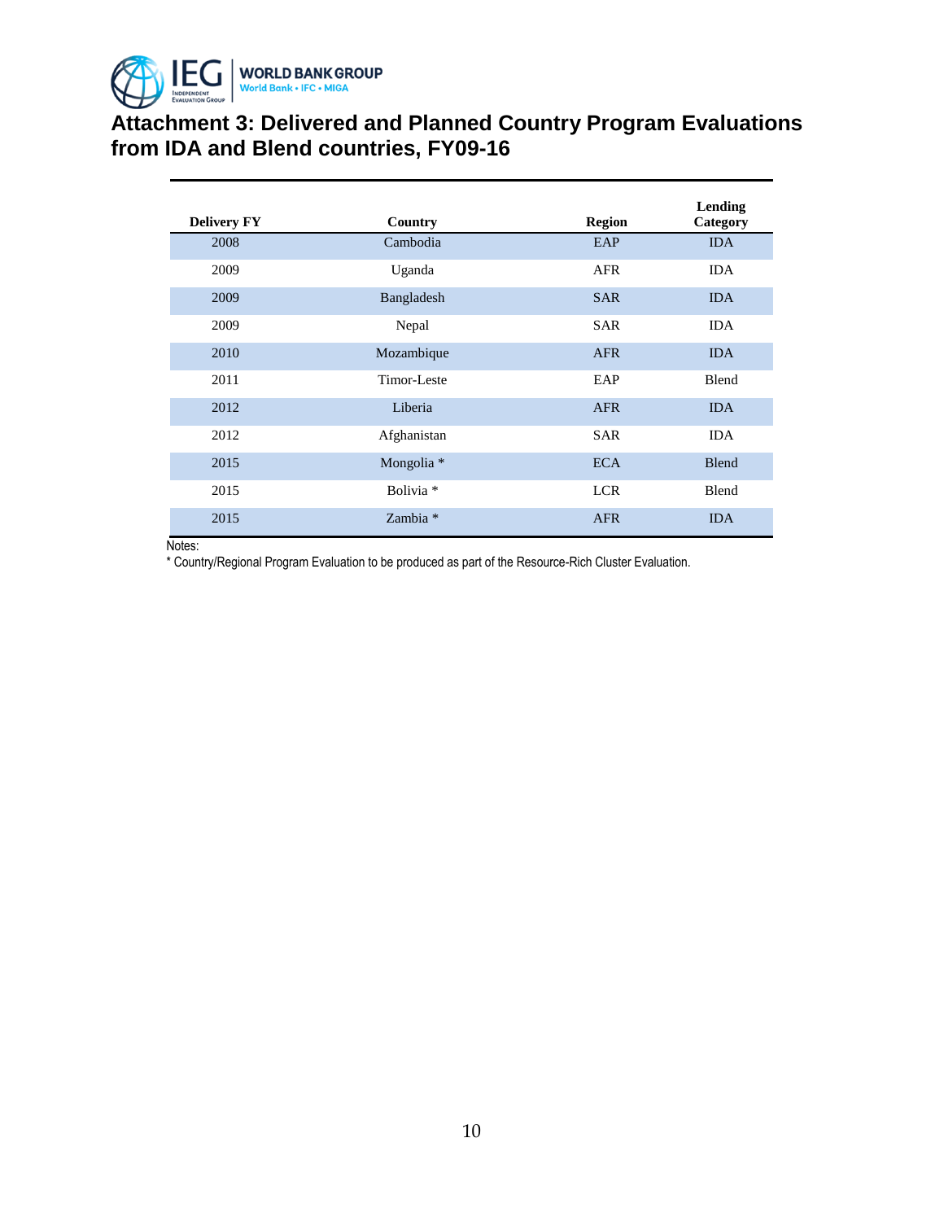# Attachment 3: Delivered and Planned Country Program Evaluations from IDA and Blend countries, FY09-16

| Delivery FY | Country | Region | Lending Category |
|---|---|---|---|
| 2008 | Cambodia | EAP | IDA |
| 2009 | Uganda | AFR | IDA |
| 2009 | Bangladesh | SAR | IDA |
| 2009 | Nepal | SAR | IDA |
| 2010 | Mozambique | AFR | IDA |
| 2011 | Timor-Leste | EAP | Blend |
| 2012 | Liberia | AFR | IDA |
| 2012 | Afghanistan | SAR | IDA |
| 2015 | Mongolia * | ECA | Blend |
| 2015 | Bolivia * | LCR | Blend |
| 2015 | Zambia * | AFR | IDA |

Notes:
* Country/Regional Program Evaluation to be produced as part of the Resource-Rich Cluster Evaluation.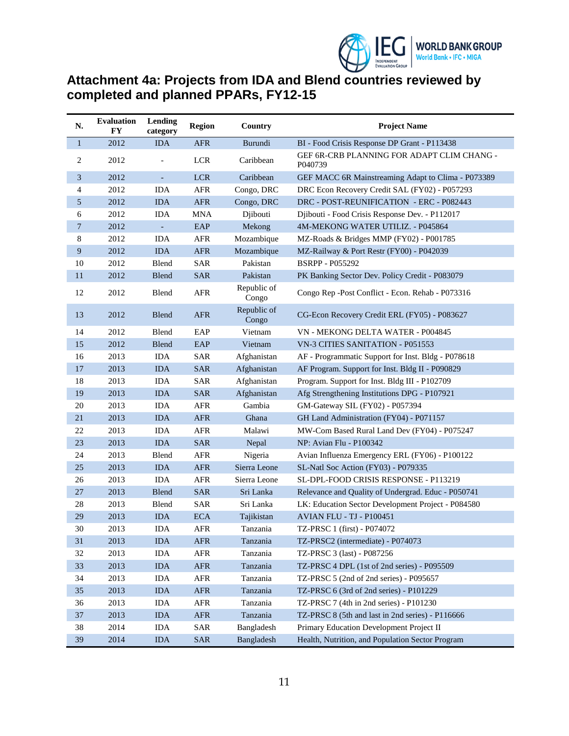# Attachment 4a: Projects from IDA and Blend countries reviewed by completed and planned PPARs, FY12-15

| N. | Evaluation FY | Lending category | Region | Country | Project Name |
|---|---|---|---|---|---|
| 1 | 2012 | IDA | AFR | Burundi | BI - Food Crisis Response DP Grant - P113438 |
| 2 | 2012 | - | LCR | Caribbean | GEF 6R-CRB PLANNING FOR ADAPT CLIM CHANG - P040739 |
| 3 | 2012 | - | LCR | Caribbean | GEF MACC 6R Mainstreaming Adapt to Clima - P073389 |
| 4 | 2012 | IDA | AFR | Congo, DRC | DRC Econ Recovery Credit SAL (FY02) - P057293 |
| 5 | 2012 | IDA | AFR | Congo, DRC | DRC - POST-REUNIFICATION - ERC - P082443 |
| 6 | 2012 | IDA | MNA | Djibouti | Djibouti - Food Crisis Response Dev. - P112017 |
| 7 | 2012 | - | EAP | Mekong | 4M-MEKONG WATER UTILIZ. - P045864 |
| 8 | 2012 | IDA | AFR | Mozambique | MZ-Roads & Bridges MMP (FY02) - P001785 |
| 9 | 2012 | IDA | AFR | Mozambique | MZ-Railway & Port Restr (FY00) - P042039 |
| 10 | 2012 | Blend | SAR | Pakistan | BSRPP - P055292 |
| 11 | 2012 | Blend | SAR | Pakistan | PK Banking Sector Dev. Policy Credit - P083079 |
| 12 | 2012 | Blend | AFR | Republic of Congo | Congo Rep -Post Conflict - Econ. Rehab - P073316 |
| 13 | 2012 | Blend | AFR | Republic of Congo | CG-Econ Recovery Credit ERL (FY05) - P083627 |
| 14 | 2012 | Blend | EAP | Vietnam | VN - MEKONG DELTA WATER - P004845 |
| 15 | 2012 | Blend | EAP | Vietnam | VN-3 CITIES SANITATION - P051553 |
| 16 | 2013 | IDA | SAR | Afghanistan | AF - Programmatic Support for Inst. Bldg - P078618 |
| 17 | 2013 | IDA | SAR | Afghanistan | AF Program. Support for Inst. Bldg II - P090829 |
| 18 | 2013 | IDA | SAR | Afghanistan | Program. Support for Inst. Bldg III - P102709 |
| 19 | 2013 | IDA | SAR | Afghanistan | Afg Strengthening Institutions DPG - P107921 |
| 20 | 2013 | IDA | AFR | Gambia | GM-Gateway SIL (FY02) - P057394 |
| 21 | 2013 | IDA | AFR | Ghana | GH Land Administration (FY04) - P071157 |
| 22 | 2013 | IDA | AFR | Malawi | MW-Com Based Rural Land Dev (FY04) - P075247 |
| 23 | 2013 | IDA | SAR | Nepal | NP: Avian Flu - P100342 |
| 24 | 2013 | Blend | AFR | Nigeria | Avian Influenza Emergency ERL (FY06) - P100122 |
| 25 | 2013 | IDA | AFR | Sierra Leone | SL-Natl Soc Action (FY03) - P079335 |
| 26 | 2013 | IDA | AFR | Sierra Leone | SL-DPL-FOOD CRISIS RESPONSE - P113219 |
| 27 | 2013 | Blend | SAR | Sri Lanka | Relevance and Quality of Undergrad. Educ - P050741 |
| 28 | 2013 | Blend | SAR | Sri Lanka | LK: Education Sector Development Project - P084580 |
| 29 | 2013 | IDA | ECA | Tajikistan | AVIAN FLU - TJ - P100451 |
| 30 | 2013 | IDA | AFR | Tanzania | TZ-PRSC 1 (first) - P074072 |
| 31 | 2013 | IDA | AFR | Tanzania | TZ-PRSC2 (intermediate) - P074073 |
| 32 | 2013 | IDA | AFR | Tanzania | TZ-PRSC 3 (last) - P087256 |
| 33 | 2013 | IDA | AFR | Tanzania | TZ-PRSC 4 DPL (1st of 2nd series) - P095509 |
| 34 | 2013 | IDA | AFR | Tanzania | TZ-PRSC 5 (2nd of 2nd series) - P095657 |
| 35 | 2013 | IDA | AFR | Tanzania | TZ-PRSC 6 (3rd of 2nd series) - P101229 |
| 36 | 2013 | IDA | AFR | Tanzania | TZ-PRSC 7 (4th in 2nd series) - P101230 |
| 37 | 2013 | IDA | AFR | Tanzania | TZ-PRSC 8 (5th and last in 2nd series) - P116666 |
| 38 | 2014 | IDA | SAR | Bangladesh | Primary Education Development Project II |
| 39 | 2014 | IDA | SAR | Bangladesh | Health, Nutrition, and Population Sector Program |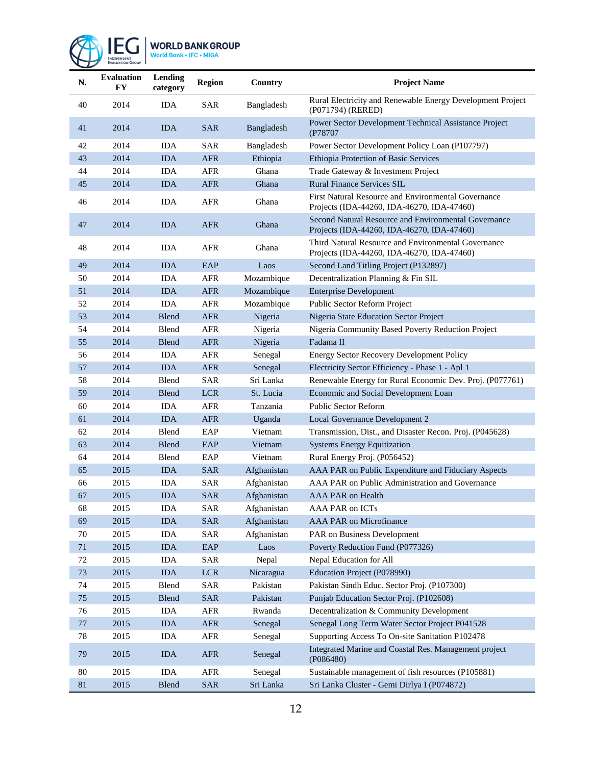| N. | Evaluation FY | Lending category | Region | Country | Project Name |
|---|---|---|---|---|---|
| 40 | 2014 | IDA | SAR | Bangladesh | Rural Electricity and Renewable Energy Development Project (P071794) (RERED) |
| 41 | 2014 | IDA | SAR | Bangladesh | Power Sector Development Technical Assistance Project (P78707 |
| 42 | 2014 | IDA | SAR | Bangladesh | Power Sector Development Policy Loan (P107797) |
| 43 | 2014 | IDA | AFR | Ethiopia | Ethiopia Protection of Basic Services |
| 44 | 2014 | IDA | AFR | Ghana | Trade Gateway & Investment Project |
| 45 | 2014 | IDA | AFR | Ghana | Rural Finance Services SIL |
| 46 | 2014 | IDA | AFR | Ghana | First Natural Resource and Environmental Governance Projects (IDA-44260, IDA-46270, IDA-47460) |
| 47 | 2014 | IDA | AFR | Ghana | Second Natural Resource and Environmental Governance Projects (IDA-44260, IDA-46270, IDA-47460) |
| 48 | 2014 | IDA | AFR | Ghana | Third Natural Resource and Environmental Governance Projects (IDA-44260, IDA-46270, IDA-47460) |
| 49 | 2014 | IDA | EAP | Laos | Second Land Titling Project (P132897) |
| 50 | 2014 | IDA | AFR | Mozambique | Decentralization Planning & Fin SIL |
| 51 | 2014 | IDA | AFR | Mozambique | Enterprise Development |
| 52 | 2014 | IDA | AFR | Mozambique | Public Sector Reform Project |
| 53 | 2014 | Blend | AFR | Nigeria | Nigeria State Education Sector Project |
| 54 | 2014 | Blend | AFR | Nigeria | Nigeria Community Based Poverty Reduction Project |
| 55 | 2014 | Blend | AFR | Nigeria | Fadama II |
| 56 | 2014 | IDA | AFR | Senegal | Energy Sector Recovery Development Policy |
| 57 | 2014 | IDA | AFR | Senegal | Electricity Sector Efficiency - Phase 1 - Apl 1 |
| 58 | 2014 | Blend | SAR | Sri Lanka | Renewable Energy for Rural Economic Dev. Proj. (P077761) |
| 59 | 2014 | Blend | LCR | St. Lucia | Economic and Social Development Loan |
| 60 | 2014 | IDA | AFR | Tanzania | Public Sector Reform |
| 61 | 2014 | IDA | AFR | Uganda | Local Governance Development 2 |
| 62 | 2014 | Blend | EAP | Vietnam | Transmission, Dist., and Disaster Recon. Proj. (P045628) |
| 63 | 2014 | Blend | EAP | Vietnam | Systems Energy Equitization |
| 64 | 2014 | Blend | EAP | Vietnam | Rural Energy Proj. (P056452) |
| 65 | 2015 | IDA | SAR | Afghanistan | AAA PAR on Public Expenditure and Fiduciary Aspects |
| 66 | 2015 | IDA | SAR | Afghanistan | AAA PAR on Public Administration and Governance |
| 67 | 2015 | IDA | SAR | Afghanistan | AAA PAR on Health |
| 68 | 2015 | IDA | SAR | Afghanistan | AAA PAR on ICTs |
| 69 | 2015 | IDA | SAR | Afghanistan | AAA PAR on Microfinance |
| 70 | 2015 | IDA | SAR | Afghanistan | PAR on Business Development |
| 71 | 2015 | IDA | EAP | Laos | Poverty Reduction Fund (P077326) |
| 72 | 2015 | IDA | SAR | Nepal | Nepal Education for All |
| 73 | 2015 | IDA | LCR | Nicaragua | Education Project (P078990) |
| 74 | 2015 | Blend | SAR | Pakistan | Pakistan Sindh Educ. Sector Proj. (P107300) |
| 75 | 2015 | Blend | SAR | Pakistan | Punjab Education Sector Proj. (P102608) |
| 76 | 2015 | IDA | AFR | Rwanda | Decentralization & Community Development |
| 77 | 2015 | IDA | AFR | Senegal | Senegal Long Term Water Sector Project P041528 |
| 78 | 2015 | IDA | AFR | Senegal | Supporting Access To On-site Sanitation P102478 |
| 79 | 2015 | IDA | AFR | Senegal | Integrated Marine and Coastal Res. Management project (P086480) |
| 80 | 2015 | IDA | AFR | Senegal | Sustainable management of fish resources (P105881) |
| 81 | 2015 | Blend | SAR | Sri Lanka | Sri Lanka Cluster - Gemi Dirlya I (P074872) |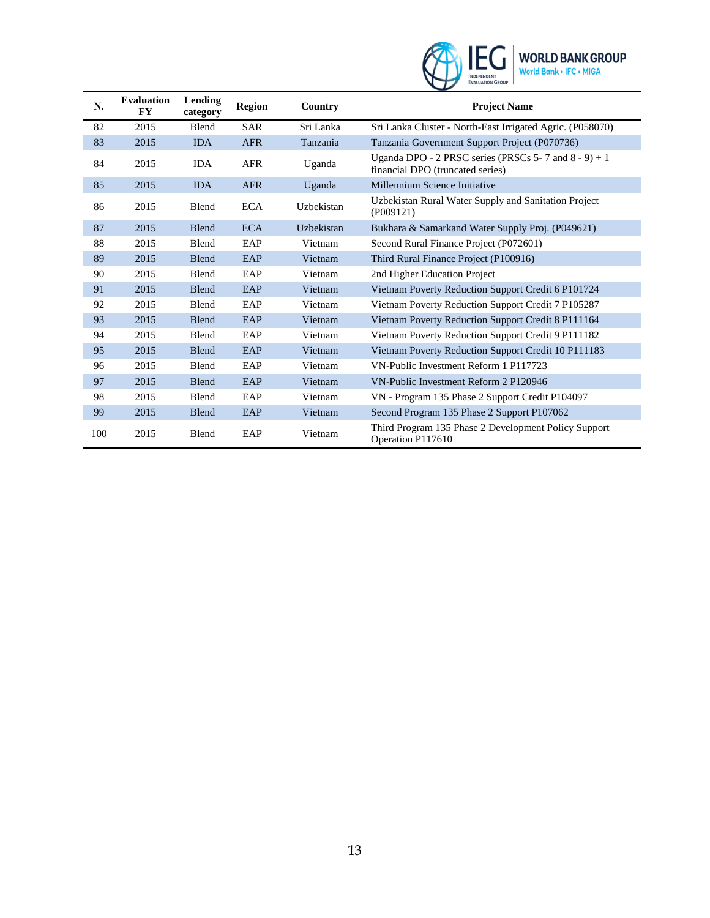| N. | Evaluation FY | Lending category | Region | Country | Project Name |
|---|---|---|---|---|---|
| 82 | 2015 | Blend | SAR | Sri Lanka | Sri Lanka Cluster - North-East Irrigated Agric. (P058070) |
| 83 | 2015 | IDA | AFR | Tanzania | Tanzania Government Support Project (P070736) |
| 84 | 2015 | IDA | AFR | Uganda | Uganda DPO - 2 PRSC series (PRSCs 5- 7 and 8 - 9) + 1 financial DPO (truncated series) |
| 85 | 2015 | IDA | AFR | Uganda | Millennium Science Initiative |
| 86 | 2015 | Blend | ECA | Uzbekistan | Uzbekistan Rural Water Supply and Sanitation Project (P009121) |
| 87 | 2015 | Blend | ECA | Uzbekistan | Bukhara & Samarkand Water Supply Proj. (P049621) |
| 88 | 2015 | Blend | EAP | Vietnam | Second Rural Finance Project (P072601) |
| 89 | 2015 | Blend | EAP | Vietnam | Third Rural Finance Project (P100916) |
| 90 | 2015 | Blend | EAP | Vietnam | 2nd Higher Education Project |
| 91 | 2015 | Blend | EAP | Vietnam | Vietnam Poverty Reduction Support Credit 6 P101724 |
| 92 | 2015 | Blend | EAP | Vietnam | Vietnam Poverty Reduction Support Credit 7 P105287 |
| 93 | 2015 | Blend | EAP | Vietnam | Vietnam Poverty Reduction Support Credit 8 P111164 |
| 94 | 2015 | Blend | EAP | Vietnam | Vietnam Poverty Reduction Support Credit 9 P111182 |
| 95 | 2015 | Blend | EAP | Vietnam | Vietnam Poverty Reduction Support Credit 10 P111183 |
| 96 | 2015 | Blend | EAP | Vietnam | VN-Public Investment Reform 1 P117723 |
| 97 | 2015 | Blend | EAP | Vietnam | VN-Public Investment Reform 2 P120946 |
| 98 | 2015 | Blend | EAP | Vietnam | VN - Program 135 Phase 2 Support Credit P104097 |
| 99 | 2015 | Blend | EAP | Vietnam | Second Program 135 Phase 2 Support P107062 |
| 100 | 2015 | Blend | EAP | Vietnam | Third Program 135 Phase 2 Development Policy Support Operation P117610 |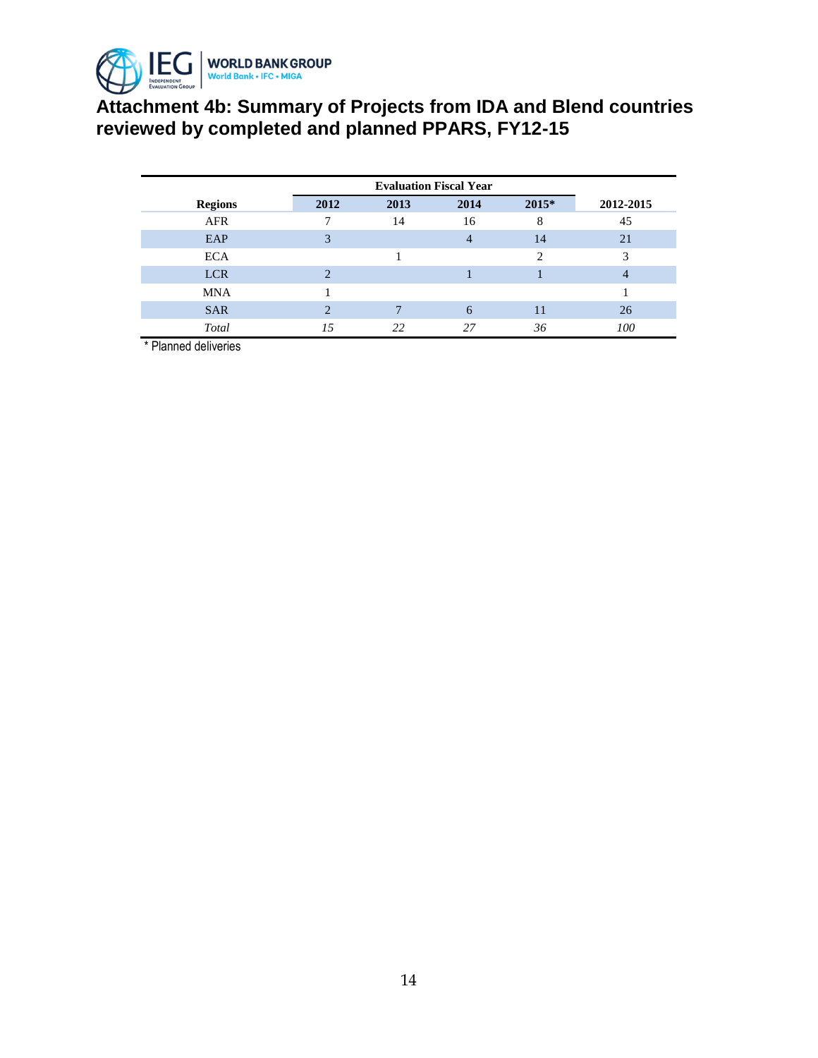# Attachment 4b: Summary of Projects from IDA and Blend countries reviewed by completed and planned PPARS, FY12-15

| | Evaluation Fiscal Year | | | | |
|---|---|---|---|---|---|
| Regions | 2012 | 2013 | 2014 | 2015* | 2012-2015 |
| AFR | 7 | 14 | 16 | 8 | 45 |
| EAP | 3 | | 4 | 14 | 21 |
| ECA | | 1 | | 2 | 3 |
| LCR | 2 | | 1 | 1 | 4 |
| MNA | 1 | | | | 1 |
| SAR | 2 | 7 | 6 | 11 | 26 |
| *Total* | *15* | *22* | *27* | *36* | *100* |

* Planned deliveries